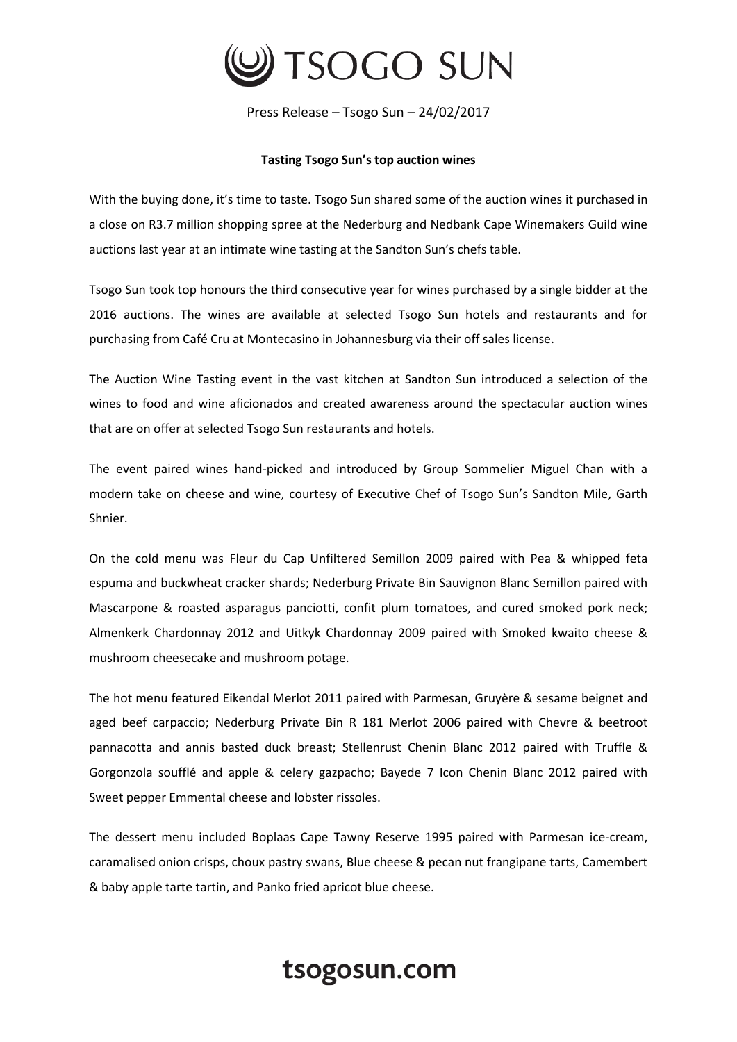# TSOGO SUN

Press Release – Tsogo Sun – 24/02/2017

**Tasting Tsogo Sun's top auction wines**

With the buying done, it's time to taste. Tsogo Sun shared some of the auction wines it purchased in a close on R3.7 million shopping spree at the Nederburg and Nedbank Cape Winemakers Guild wine auctions last year at an intimate wine tasting at the Sandton Sun's chefs table.

Tsogo Sun took top honours the third consecutive year for wines purchased by a single bidder at the 2016 auctions. The wines are available at selected Tsogo Sun hotels and restaurants and for purchasing from Café Cru at Montecasino in Johannesburg via their off sales license.

The Auction Wine Tasting event in the vast kitchen at Sandton Sun introduced a selection of the wines to food and wine aficionados and created awareness around the spectacular auction wines that are on offer at selected Tsogo Sun restaurants and hotels.

The event paired wines hand-picked and introduced by Group Sommelier Miguel Chan with a modern take on cheese and wine, courtesy of Executive Chef of Tsogo Sun's Sandton Mile, Garth Shnier.

On the cold menu was Fleur du Cap Unfiltered Semillon 2009 paired with Pea & whipped feta espuma and buckwheat cracker shards; Nederburg Private Bin Sauvignon Blanc Semillon paired with Mascarpone & roasted asparagus panciotti, confit plum tomatoes, and cured smoked pork neck; Almenkerk Chardonnay 2012 and Uitkyk Chardonnay 2009 paired with Smoked kwaito cheese & mushroom cheesecake and mushroom potage.

The hot menu featured Eikendal Merlot 2011 paired with Parmesan, Gruyère & sesame beignet and aged beef carpaccio; Nederburg Private Bin R 181 Merlot 2006 paired with Chevre & beetroot pannacotta and annis basted duck breast; Stellenrust Chenin Blanc 2012 paired with Truffle & Gorgonzola soufflé and apple & celery gazpacho; Bayede 7 Icon Chenin Blanc 2012 paired with Sweet pepper Emmental cheese and lobster rissoles.

The dessert menu included Boplaas Cape Tawny Reserve 1995 paired with Parmesan ice-cream, caramalised onion crisps, choux pastry swans, Blue cheese & pecan nut frangipane tarts, Camembert & baby apple tarte tartin, and Panko fried apricot blue cheese.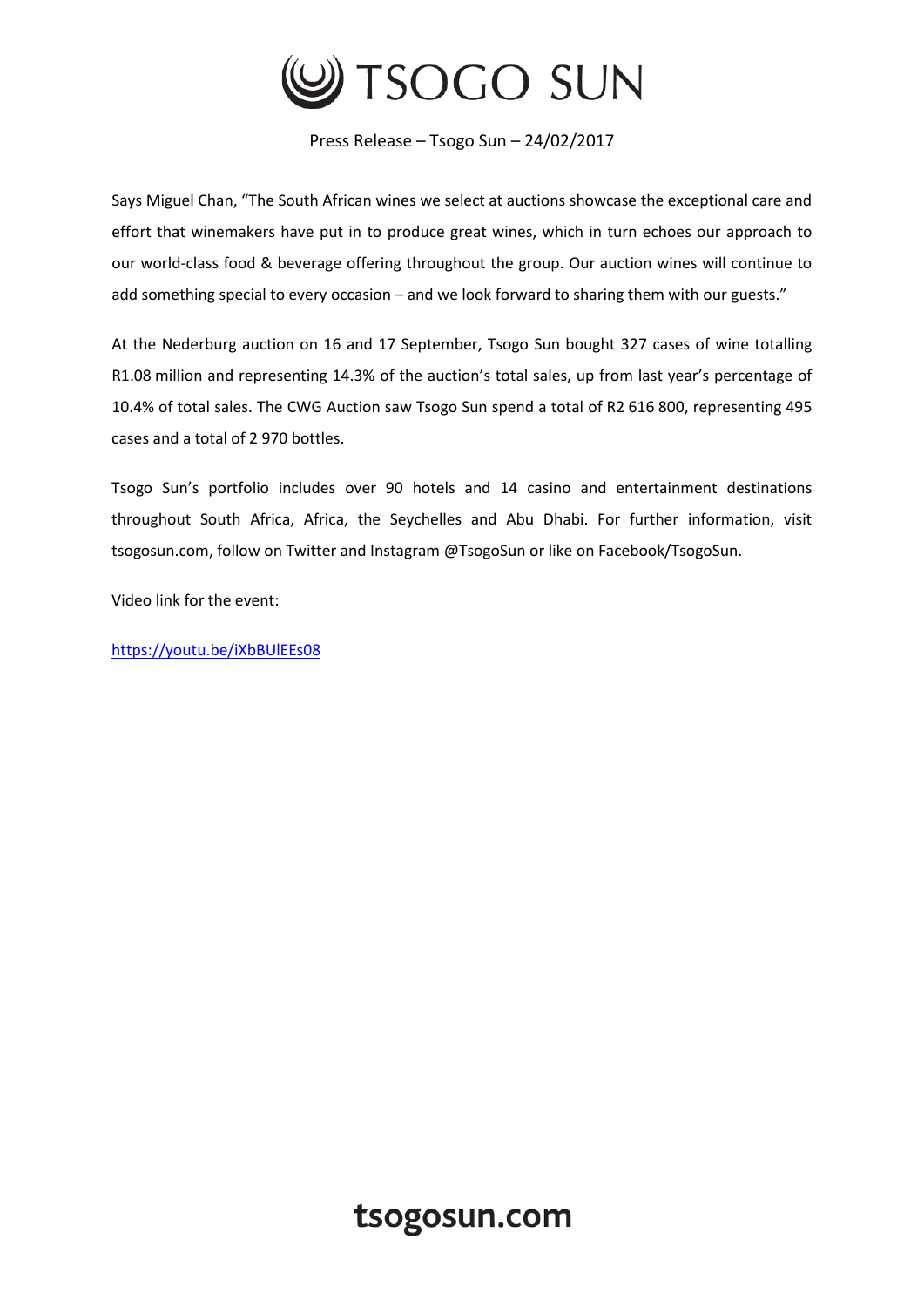Says Miguel Chan, "The South African wines we select at auctions showcase the exceptional care and effort that winemakers have put in to produce great wines, which in turn echoes our approach to our world-class food & beverage offering throughout the group. Our auction wines will continue to add something special to every occasion – and we look forward to sharing them with our guests."

At the Nederburg auction on 16 and 17 September, Tsogo Sun bought 327 cases of wine totalling R1.08 million and representing 14.3% of the auction's total sales, up from last year's percentage of 10.4% of total sales. The CWG Auction saw Tsogo Sun spend a total of R2 616 800, representing 495 cases and a total of 2 970 bottles.

Tsogo Sun's portfolio includes over 90 hotels and 14 casino and entertainment destinations throughout South Africa, Africa, the Seychelles and Abu Dhabi. For further information, visit tsogosun.com, follow on Twitter and Instagram @TsogoSun or like on Facebook/TsogoSun.

Video link for the event:

https://youtu.be/iXbBUlEEs08